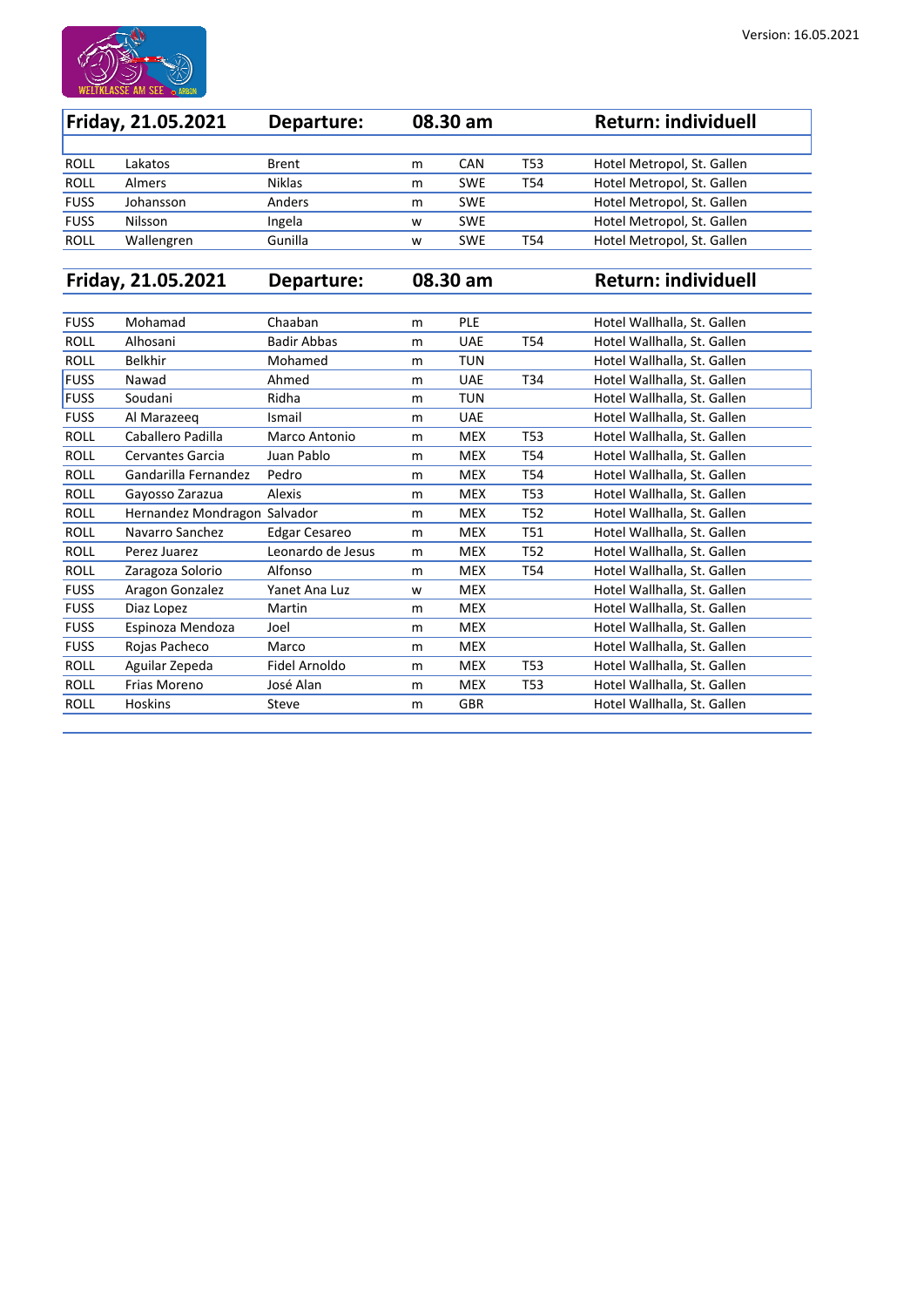Version: 16.05.2021

| Friday, 21.05.2021 | | Departure: | 08.30 am | | | Return: individuell |
|---|---|---|---|---|---|---|
| ROLL | Lakatos | Brent | m | CAN | T53 | Hotel Metropol, St. Gallen |
| ROLL | Almers | Niklas | m | SWE | T54 | Hotel Metropol, St. Gallen |
| FUSS | Johansson | Anders | m | SWE | | Hotel Metropol, St. Gallen |
| FUSS | Nilsson | Ingela | w | SWE | | Hotel Metropol, St. Gallen |
| ROLL | Wallengren | Gunilla | w | SWE | T54 | Hotel Metropol, St. Gallen |

| Friday, 21.05.2021 | | Departure: | 08.30 am | | | Return: individuell |
|---|---|---|---|---|---|---|
| FUSS | Mohamad | Chaaban | m | PLE | | Hotel Wallhalla, St. Gallen |
| ROLL | Alhosani | Badir Abbas | m | UAE | T54 | Hotel Wallhalla, St. Gallen |
| ROLL | Belkhir | Mohamed | m | TUN | | Hotel Wallhalla, St. Gallen |
| FUSS | Nawad | Ahmed | m | UAE | T34 | Hotel Wallhalla, St. Gallen |
| FUSS | Soudani | Ridha | m | TUN | | Hotel Wallhalla, St. Gallen |
| FUSS | Al Marazeeq | Ismail | m | UAE | | Hotel Wallhalla, St. Gallen |
| ROLL | Caballero Padilla | Marco Antonio | m | MEX | T53 | Hotel Wallhalla, St. Gallen |
| ROLL | Cervantes Garcia | Juan Pablo | m | MEX | T54 | Hotel Wallhalla, St. Gallen |
| ROLL | Gandarilla Fernandez | Pedro | m | MEX | T54 | Hotel Wallhalla, St. Gallen |
| ROLL | Gayosso Zarazua | Alexis | m | MEX | T53 | Hotel Wallhalla, St. Gallen |
| ROLL | Hernandez Mondragon | Salvador | m | MEX | T52 | Hotel Wallhalla, St. Gallen |
| ROLL | Navarro Sanchez | Edgar Cesareo | m | MEX | T51 | Hotel Wallhalla, St. Gallen |
| ROLL | Perez Juarez | Leonardo de Jesus | m | MEX | T52 | Hotel Wallhalla, St. Gallen |
| ROLL | Zaragoza Solorio | Alfonso | m | MEX | T54 | Hotel Wallhalla, St. Gallen |
| FUSS | Aragon Gonzalez | Yanet Ana Luz | w | MEX | | Hotel Wallhalla, St. Gallen |
| FUSS | Diaz Lopez | Martin | m | MEX | | Hotel Wallhalla, St. Gallen |
| FUSS | Espinoza Mendoza | Joel | m | MEX | | Hotel Wallhalla, St. Gallen |
| FUSS | Rojas Pacheco | Marco | m | MEX | | Hotel Wallhalla, St. Gallen |
| ROLL | Aguilar Zepeda | Fidel Arnoldo | m | MEX | T53 | Hotel Wallhalla, St. Gallen |
| ROLL | Frias Moreno | José Alan | m | MEX | T53 | Hotel Wallhalla, St. Gallen |
| ROLL | Hoskins | Steve | m | GBR | | Hotel Wallhalla, St. Gallen |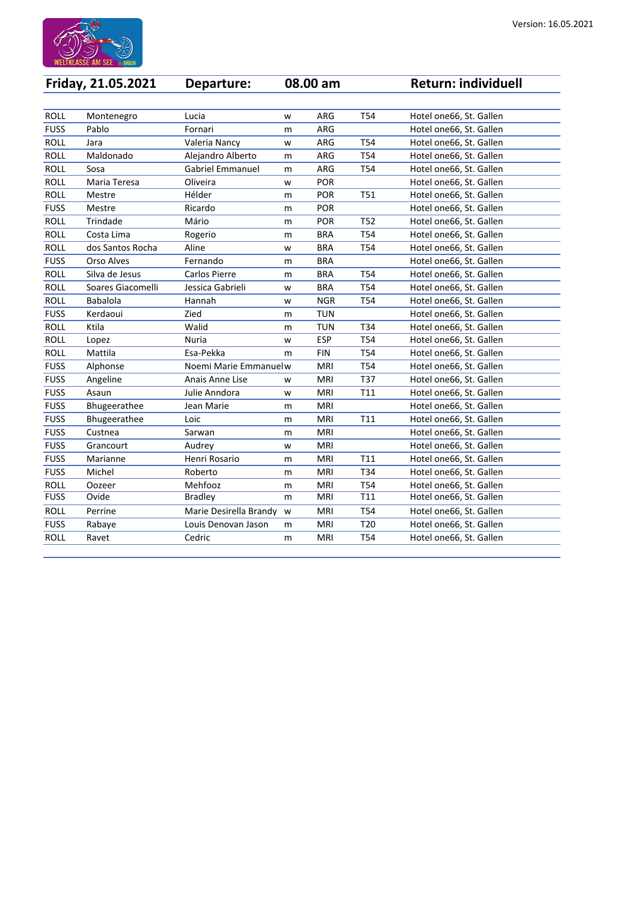Version: 16.05.2021

| Friday, 21.05.2021 | Departure: | | 08.00 am | | Return: individuell |
|---|---|---|---|---|---|

| | | | | | | |
|---|---|---|---|---|---|---|
| ROLL | Montenegro | Lucia | w | ARG | T54 | Hotel one66, St. Gallen |
| FUSS | Pablo | Fornari | m | ARG | | Hotel one66, St. Gallen |
| ROLL | Jara | Valeria Nancy | w | ARG | T54 | Hotel one66, St. Gallen |
| ROLL | Maldonado | Alejandro Alberto | m | ARG | T54 | Hotel one66, St. Gallen |
| ROLL | Sosa | Gabriel Emmanuel | m | ARG | T54 | Hotel one66, St. Gallen |
| ROLL | Maria Teresa | Oliveira | w | POR | | Hotel one66, St. Gallen |
| ROLL | Mestre | Hélder | m | POR | T51 | Hotel one66, St. Gallen |
| FUSS | Mestre | Ricardo | m | POR | | Hotel one66, St. Gallen |
| ROLL | Trindade | Mário | m | POR | T52 | Hotel one66, St. Gallen |
| ROLL | Costa Lima | Rogerio | m | BRA | T54 | Hotel one66, St. Gallen |
| ROLL | dos Santos Rocha | Aline | w | BRA | T54 | Hotel one66, St. Gallen |
| FUSS | Orso Alves | Fernando | m | BRA | | Hotel one66, St. Gallen |
| ROLL | Silva de Jesus | Carlos Pierre | m | BRA | T54 | Hotel one66, St. Gallen |
| ROLL | Soares Giacomelli | Jessica Gabrieli | w | BRA | T54 | Hotel one66, St. Gallen |
| ROLL | Babalola | Hannah | w | NGR | T54 | Hotel one66, St. Gallen |
| FUSS | Kerdaoui | Zied | m | TUN | | Hotel one66, St. Gallen |
| ROLL | Ktila | Walid | m | TUN | T34 | Hotel one66, St. Gallen |
| ROLL | Lopez | Nuria | w | ESP | T54 | Hotel one66, St. Gallen |
| ROLL | Mattila | Esa-Pekka | m | FIN | T54 | Hotel one66, St. Gallen |
| FUSS | Alphonse | Noemi Marie Emmanuel | w | MRI | T54 | Hotel one66, St. Gallen |
| FUSS | Angeline | Anais Anne Lise | w | MRI | T37 | Hotel one66, St. Gallen |
| FUSS | Asaun | Julie Anndora | w | MRI | T11 | Hotel one66, St. Gallen |
| FUSS | Bhugeerathee | Jean Marie | m | MRI | | Hotel one66, St. Gallen |
| FUSS | Bhugeerathee | Loic | m | MRI | T11 | Hotel one66, St. Gallen |
| FUSS | Custnea | Sarwan | m | MRI | | Hotel one66, St. Gallen |
| FUSS | Grancourt | Audrey | w | MRI | | Hotel one66, St. Gallen |
| FUSS | Marianne | Henri Rosario | m | MRI | T11 | Hotel one66, St. Gallen |
| FUSS | Michel | Roberto | m | MRI | T34 | Hotel one66, St. Gallen |
| ROLL | Oozeer | Mehfooz | m | MRI | T54 | Hotel one66, St. Gallen |
| FUSS | Ovide | Bradley | m | MRI | T11 | Hotel one66, St. Gallen |
| ROLL | Perrine | Marie Desirella Brandy | w | MRI | T54 | Hotel one66, St. Gallen |
| FUSS | Rabaye | Louis Denovan Jason | m | MRI | T20 | Hotel one66, St. Gallen |
| ROLL | Ravet | Cedric | m | MRI | T54 | Hotel one66, St. Gallen |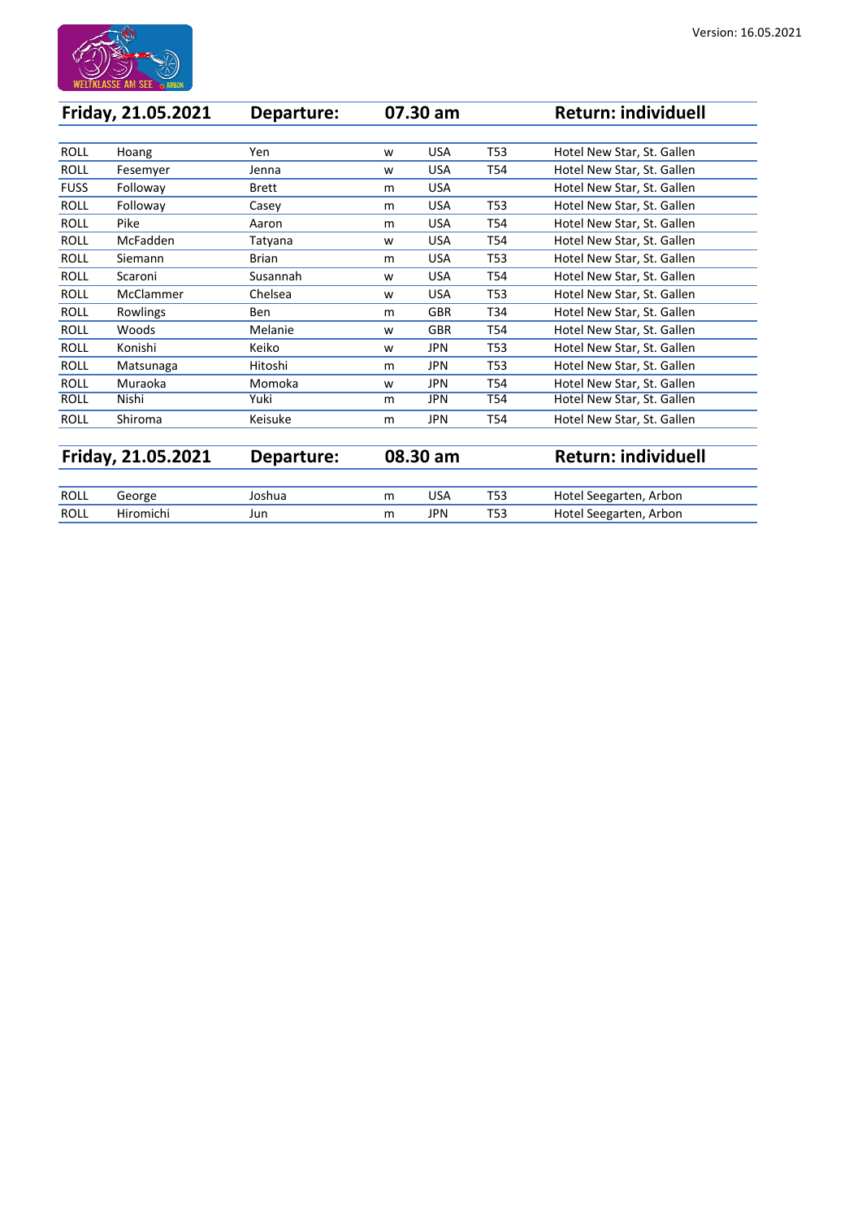Version: 16.05.2021

| Friday, 21.05.2021 | | Departure: | 07.30 am | | | Return: individuell |
|---|---|---|---|---|---|---|
| ROLL | Hoang | Yen | w | USA | T53 | Hotel New Star, St. Gallen |
| ROLL | Fesemyer | Jenna | w | USA | T54 | Hotel New Star, St. Gallen |
| FUSS | Followay | Brett | m | USA | | Hotel New Star, St. Gallen |
| ROLL | Followay | Casey | m | USA | T53 | Hotel New Star, St. Gallen |
| ROLL | Pike | Aaron | m | USA | T54 | Hotel New Star, St. Gallen |
| ROLL | McFadden | Tatyana | w | USA | T54 | Hotel New Star, St. Gallen |
| ROLL | Siemann | Brian | m | USA | T53 | Hotel New Star, St. Gallen |
| ROLL | Scaroni | Susannah | w | USA | T54 | Hotel New Star, St. Gallen |
| ROLL | McClammer | Chelsea | w | USA | T53 | Hotel New Star, St. Gallen |
| ROLL | Rowlings | Ben | m | GBR | T34 | Hotel New Star, St. Gallen |
| ROLL | Woods | Melanie | w | GBR | T54 | Hotel New Star, St. Gallen |
| ROLL | Konishi | Keiko | w | JPN | T53 | Hotel New Star, St. Gallen |
| ROLL | Matsunaga | Hitoshi | m | JPN | T53 | Hotel New Star, St. Gallen |
| ROLL | Muraoka | Momoka | w | JPN | T54 | Hotel New Star, St. Gallen |
| ROLL | Nishi | Yuki | m | JPN | T54 | Hotel New Star, St. Gallen |
| ROLL | Shiroma | Keisuke | m | JPN | T54 | Hotel New Star, St. Gallen |

| Friday, 21.05.2021 | | Departure: | 08.30 am | | | Return: individuell |
|---|---|---|---|---|---|---|
| ROLL | George | Joshua | m | USA | T53 | Hotel Seegarten, Arbon |
| ROLL | Hiromichi | Jun | m | JPN | T53 | Hotel Seegarten, Arbon |